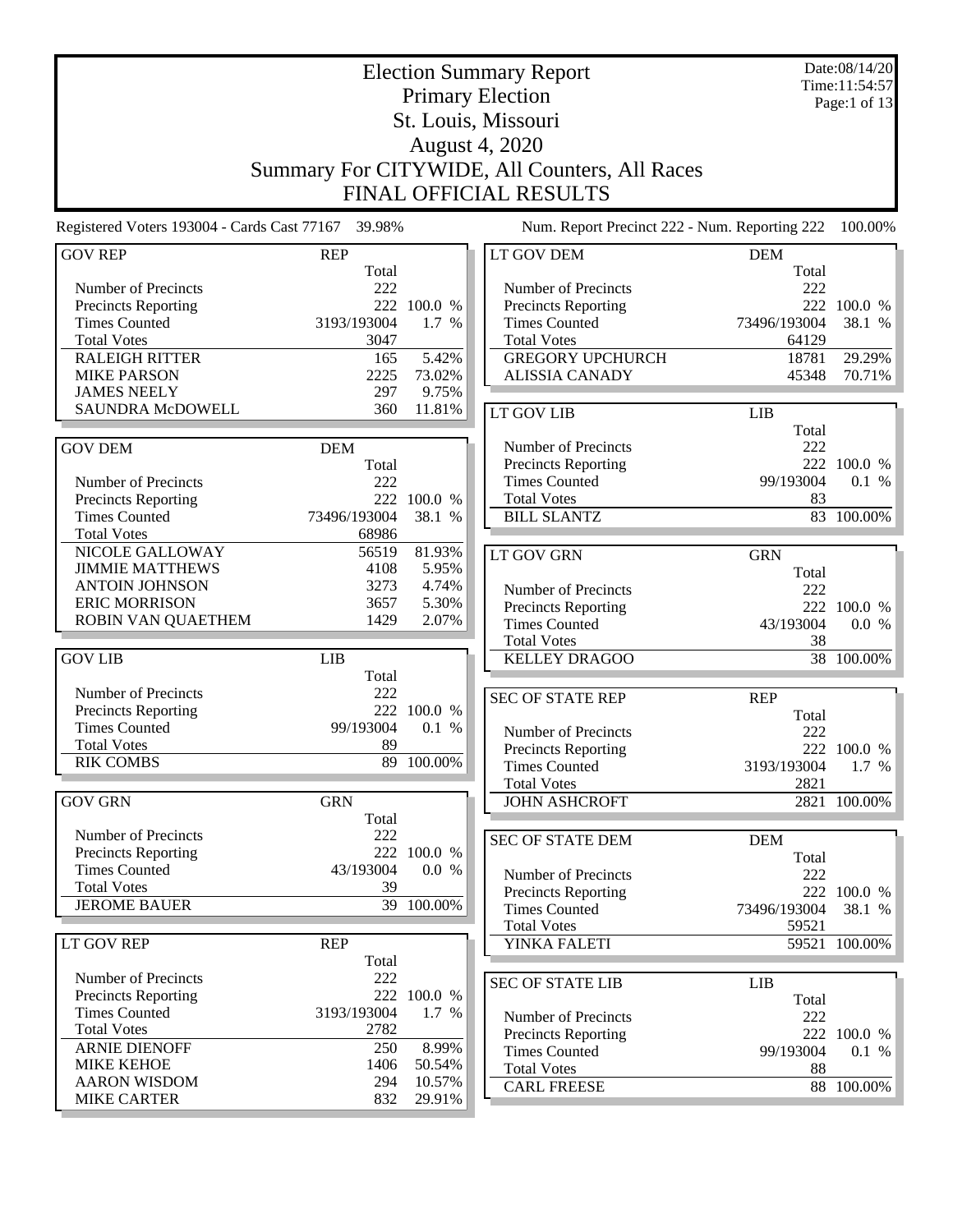# Election Summary Report

## Primary Election

## St. Louis, Missouri

## August 4, 2020

## Summary For CITYWIDE, All Counters, All Races

## FINAL OFFICIAL RESULTS

Date:08/14/20
Time:11:54:57

Registered Voters 193004 - Cards Cast 77167 39.98%

Num. Report Precinct 222 - Num. Reporting 222 100.00%

| GOV REP | REP | |
|---|---|---|
| | Total | |
| Number of Precincts | 222 | |
| Precincts Reporting | 222 | 100.0 % |
| Times Counted | 3193/193004 | 1.7 % |
| Total Votes | 3047 | |
| RALEIGH RITTER | 165 | 5.42% |
| MIKE PARSON | 2225 | 73.02% |
| JAMES NEELY | 297 | 9.75% |
| SAUNDRA McDOWELL | 360 | 11.81% |

| GOV DEM | DEM | |
|---|---|---|
| | Total | |
| Number of Precincts | 222 | |
| Precincts Reporting | 222 | 100.0 % |
| Times Counted | 73496/193004 | 38.1 % |
| Total Votes | 68986 | |
| NICOLE GALLOWAY | 56519 | 81.93% |
| JIMMIE MATTHEWS | 4108 | 5.95% |
| ANTOIN JOHNSON | 3273 | 4.74% |
| ERIC MORRISON | 3657 | 5.30% |
| ROBIN VAN QUAETHEM | 1429 | 2.07% |

| GOV LIB | LIB | |
|---|---|---|
| | Total | |
| Number of Precincts | 222 | |
| Precincts Reporting | 222 | 100.0 % |
| Times Counted | 99/193004 | 0.1 % |
| Total Votes | 89 | |
| RIK COMBS | 89 | 100.00% |

| GOV GRN | GRN | |
|---|---|---|
| | Total | |
| Number of Precincts | 222 | |
| Precincts Reporting | 222 | 100.0 % |
| Times Counted | 43/193004 | 0.0 % |
| Total Votes | 39 | |
| JEROME BAUER | 39 | 100.00% |

| LT GOV REP | REP | |
|---|---|---|
| | Total | |
| Number of Precincts | 222 | |
| Precincts Reporting | 222 | 100.0 % |
| Times Counted | 3193/193004 | 1.7 % |
| Total Votes | 2782 | |
| ARNIE DIENOFF | 250 | 8.99% |
| MIKE KEHOE | 1406 | 50.54% |
| AARON WISDOM | 294 | 10.57% |
| MIKE CARTER | 832 | 29.91% |

| LT GOV DEM | DEM | |
|---|---|---|
| | Total | |
| Number of Precincts | 222 | |
| Precincts Reporting | 222 | 100.0 % |
| Times Counted | 73496/193004 | 38.1 % |
| Total Votes | 64129 | |
| GREGORY UPCHURCH | 18781 | 29.29% |
| ALISSIA CANADY | 45348 | 70.71% |

| LT GOV LIB | LIB | |
|---|---|---|
| | Total | |
| Number of Precincts | 222 | |
| Precincts Reporting | 222 | 100.0 % |
| Times Counted | 99/193004 | 0.1 % |
| Total Votes | 83 | |
| BILL SLANTZ | 83 | 100.00% |

| LT GOV GRN | GRN | |
|---|---|---|
| | Total | |
| Number of Precincts | 222 | |
| Precincts Reporting | 222 | 100.0 % |
| Times Counted | 43/193004 | 0.0 % |
| Total Votes | 38 | |
| KELLEY DRAGOO | 38 | 100.00% |

| SEC OF STATE REP | REP | |
|---|---|---|
| | Total | |
| Number of Precincts | 222 | |
| Precincts Reporting | 222 | 100.0 % |
| Times Counted | 3193/193004 | 1.7 % |
| Total Votes | 2821 | |
| JOHN ASHCROFT | 2821 | 100.00% |

| SEC OF STATE DEM | DEM | |
|---|---|---|
| | Total | |
| Number of Precincts | 222 | |
| Precincts Reporting | 222 | 100.0 % |
| Times Counted | 73496/193004 | 38.1 % |
| Total Votes | 59521 | |
| YINKA FALETI | 59521 | 100.00% |

| SEC OF STATE LIB | LIB | |
|---|---|---|
| | Total | |
| Number of Precincts | 222 | |
| Precincts Reporting | 222 | 100.0 % |
| Times Counted | 99/193004 | 0.1 % |
| Total Votes | 88 | |
| CARL FREESE | 88 | 100.00% |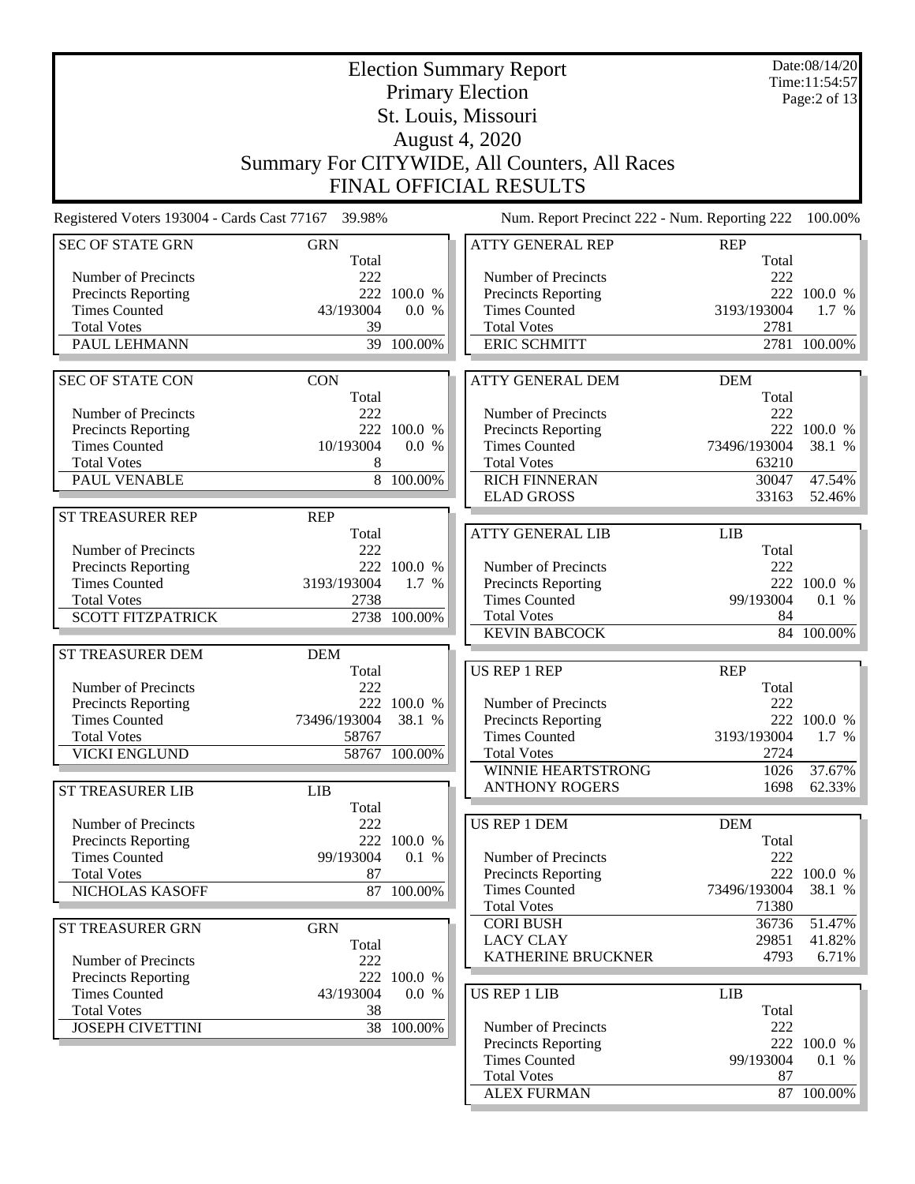# Election Summary Report

## Primary Election

## St. Louis, Missouri

## August 4, 2020

## Summary For CITYWIDE, All Counters, All Races

## FINAL OFFICIAL RESULTS

Date:08/14/20
Time:11:54:57

Registered Voters 193004 - Cards Cast 77167 39.98%

Num. Report Precinct 222 - Num. Reporting 222 100.00%

| SEC OF STATE GRN | GRN | |
|---|---|---|
| | Total | |
| Number of Precincts | 222 | |
| Precincts Reporting | 222 | 100.0 % |
| Times Counted | 43/193004 | 0.0 % |
| Total Votes | 39 | |
| PAUL LEHMANN | 39 | 100.00% |

| SEC OF STATE CON | CON | |
|---|---|---|
| | Total | |
| Number of Precincts | 222 | |
| Precincts Reporting | 222 | 100.0 % |
| Times Counted | 10/193004 | 0.0 % |
| Total Votes | 8 | |
| PAUL VENABLE | 8 | 100.00% |

| ST TREASURER REP | REP | |
|---|---|---|
| | Total | |
| Number of Precincts | 222 | |
| Precincts Reporting | 222 | 100.0 % |
| Times Counted | 3193/193004 | 1.7 % |
| Total Votes | 2738 | |
| SCOTT FITZPATRICK | 2738 | 100.00% |

| ST TREASURER DEM | DEM | |
|---|---|---|
| | Total | |
| Number of Precincts | 222 | |
| Precincts Reporting | 222 | 100.0 % |
| Times Counted | 73496/193004 | 38.1 % |
| Total Votes | 58767 | |
| VICKI ENGLUND | 58767 | 100.00% |

| ST TREASURER LIB | LIB | |
|---|---|---|
| | Total | |
| Number of Precincts | 222 | |
| Precincts Reporting | 222 | 100.0 % |
| Times Counted | 99/193004 | 0.1 % |
| Total Votes | 87 | |
| NICHOLAS KASOFF | 87 | 100.00% |

| ST TREASURER GRN | GRN | |
|---|---|---|
| | Total | |
| Number of Precincts | 222 | |
| Precincts Reporting | 222 | 100.0 % |
| Times Counted | 43/193004 | 0.0 % |
| Total Votes | 38 | |
| JOSEPH CIVETTINI | 38 | 100.00% |

| ATTY GENERAL REP | REP | |
|---|---|---|
| | Total | |
| Number of Precincts | 222 | |
| Precincts Reporting | 222 | 100.0 % |
| Times Counted | 3193/193004 | 1.7 % |
| Total Votes | 2781 | |
| ERIC SCHMITT | 2781 | 100.00% |

| ATTY GENERAL DEM | DEM | |
|---|---|---|
| | Total | |
| Number of Precincts | 222 | |
| Precincts Reporting | 222 | 100.0 % |
| Times Counted | 73496/193004 | 38.1 % |
| Total Votes | 63210 | |
| RICH FINNERAN | 30047 | 47.54% |
| ELAD GROSS | 33163 | 52.46% |

| ATTY GENERAL LIB | LIB | |
|---|---|---|
| | Total | |
| Number of Precincts | 222 | |
| Precincts Reporting | 222 | 100.0 % |
| Times Counted | 99/193004 | 0.1 % |
| Total Votes | 84 | |
| KEVIN BABCOCK | 84 | 100.00% |

| US REP 1 REP | REP | |
|---|---|---|
| | Total | |
| Number of Precincts | 222 | |
| Precincts Reporting | 222 | 100.0 % |
| Times Counted | 3193/193004 | 1.7 % |
| Total Votes | 2724 | |
| WINNIE HEARTSTRONG | 1026 | 37.67% |
| ANTHONY ROGERS | 1698 | 62.33% |

| US REP 1 DEM | DEM | |
|---|---|---|
| | Total | |
| Number of Precincts | 222 | |
| Precincts Reporting | 222 | 100.0 % |
| Times Counted | 73496/193004 | 38.1 % |
| Total Votes | 71380 | |
| CORI BUSH | 36736 | 51.47% |
| LACY CLAY | 29851 | 41.82% |
| KATHERINE BRUCKNER | 4793 | 6.71% |

| US REP 1 LIB | LIB | |
|---|---|---|
| | Total | |
| Number of Precincts | 222 | |
| Precincts Reporting | 222 | 100.0 % |
| Times Counted | 99/193004 | 0.1 % |
| Total Votes | 87 | |
| ALEX FURMAN | 87 | 100.00% |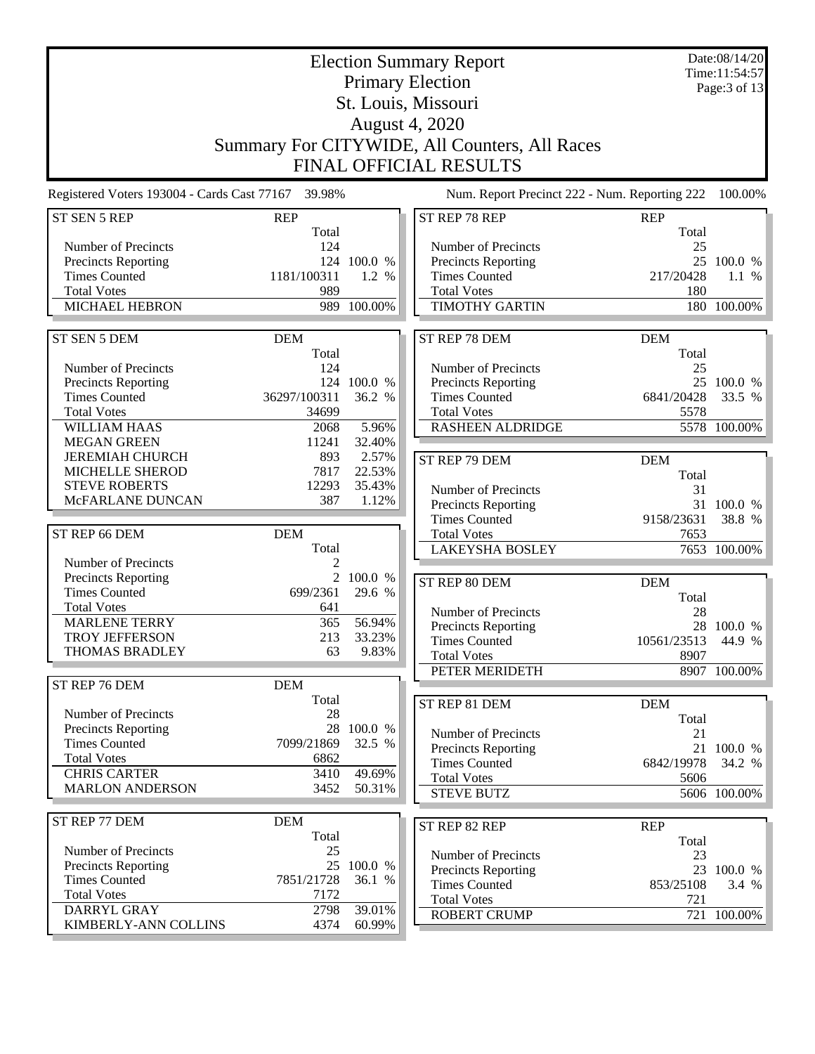# Election Summary Report

## Primary Election

## St. Louis, Missouri

## August 4, 2020

## Summary For CITYWIDE, All Counters, All Races

## FINAL OFFICIAL RESULTS

Date:08/14/20
Time:11:54:57

Registered Voters 193004 - Cards Cast 77167 39.98%

Num. Report Precinct 222 - Num. Reporting 222 100.00%

| ST SEN 5 REP | REP | |
|---|---|---|
| | Total | |
| Number of Precincts | 124 | |
| Precincts Reporting | 124 | 100.0 % |
| Times Counted | 1181/100311 | 1.2 % |
| Total Votes | 989 | |
| MICHAEL HEBRON | 989 | 100.00% |

| ST SEN 5 DEM | DEM | |
|---|---|---|
| | Total | |
| Number of Precincts | 124 | |
| Precincts Reporting | 124 | 100.0 % |
| Times Counted | 36297/100311 | 36.2 % |
| Total Votes | 34699 | |
| WILLIAM HAAS | 2068 | 5.96% |
| MEGAN GREEN | 11241 | 32.40% |
| JEREMIAH CHURCH | 893 | 2.57% |
| MICHELLE SHEROD | 7817 | 22.53% |
| STEVE ROBERTS | 12293 | 35.43% |
| McFARLANE DUNCAN | 387 | 1.12% |

| ST REP 66 DEM | DEM | |
|---|---|---|
| | Total | |
| Number of Precincts | 2 | |
| Precincts Reporting | 2 | 100.0 % |
| Times Counted | 699/2361 | 29.6 % |
| Total Votes | 641 | |
| MARLENE TERRY | 365 | 56.94% |
| TROY JEFFERSON | 213 | 33.23% |
| THOMAS BRADLEY | 63 | 9.83% |

| ST REP 76 DEM | DEM | |
|---|---|---|
| | Total | |
| Number of Precincts | 28 | |
| Precincts Reporting | 28 | 100.0 % |
| Times Counted | 7099/21869 | 32.5 % |
| Total Votes | 6862 | |
| CHRIS CARTER | 3410 | 49.69% |
| MARLON ANDERSON | 3452 | 50.31% |

| ST REP 77 DEM | DEM | |
|---|---|---|
| | Total | |
| Number of Precincts | 25 | |
| Precincts Reporting | 25 | 100.0 % |
| Times Counted | 7851/21728 | 36.1 % |
| Total Votes | 7172 | |
| DARRYL GRAY | 2798 | 39.01% |
| KIMBERLY-ANN COLLINS | 4374 | 60.99% |

| ST REP 78 REP | REP | |
|---|---|---|
| | Total | |
| Number of Precincts | 25 | |
| Precincts Reporting | 25 | 100.0 % |
| Times Counted | 217/20428 | 1.1 % |
| Total Votes | 180 | |
| TIMOTHY GARTIN | 180 | 100.00% |

| ST REP 78 DEM | DEM | |
|---|---|---|
| | Total | |
| Number of Precincts | 25 | |
| Precincts Reporting | 25 | 100.0 % |
| Times Counted | 6841/20428 | 33.5 % |
| Total Votes | 5578 | |
| RASHEEN ALDRIDGE | 5578 | 100.00% |

| ST REP 79 DEM | DEM | |
|---|---|---|
| | Total | |
| Number of Precincts | 31 | |
| Precincts Reporting | 31 | 100.0 % |
| Times Counted | 9158/23631 | 38.8 % |
| Total Votes | 7653 | |
| LAKEYSHA BOSLEY | 7653 | 100.00% |

| ST REP 80 DEM | DEM | |
|---|---|---|
| | Total | |
| Number of Precincts | 28 | |
| Precincts Reporting | 28 | 100.0 % |
| Times Counted | 10561/23513 | 44.9 % |
| Total Votes | 8907 | |
| PETER MERIDETH | 8907 | 100.00% |

| ST REP 81 DEM | DEM | |
|---|---|---|
| | Total | |
| Number of Precincts | 21 | |
| Precincts Reporting | 21 | 100.0 % |
| Times Counted | 6842/19978 | 34.2 % |
| Total Votes | 5606 | |
| STEVE BUTZ | 5606 | 100.00% |

| ST REP 82 REP | REP | |
|---|---|---|
| | Total | |
| Number of Precincts | 23 | |
| Precincts Reporting | 23 | 100.0 % |
| Times Counted | 853/25108 | 3.4 % |
| Total Votes | 721 | |
| ROBERT CRUMP | 721 | 100.00% |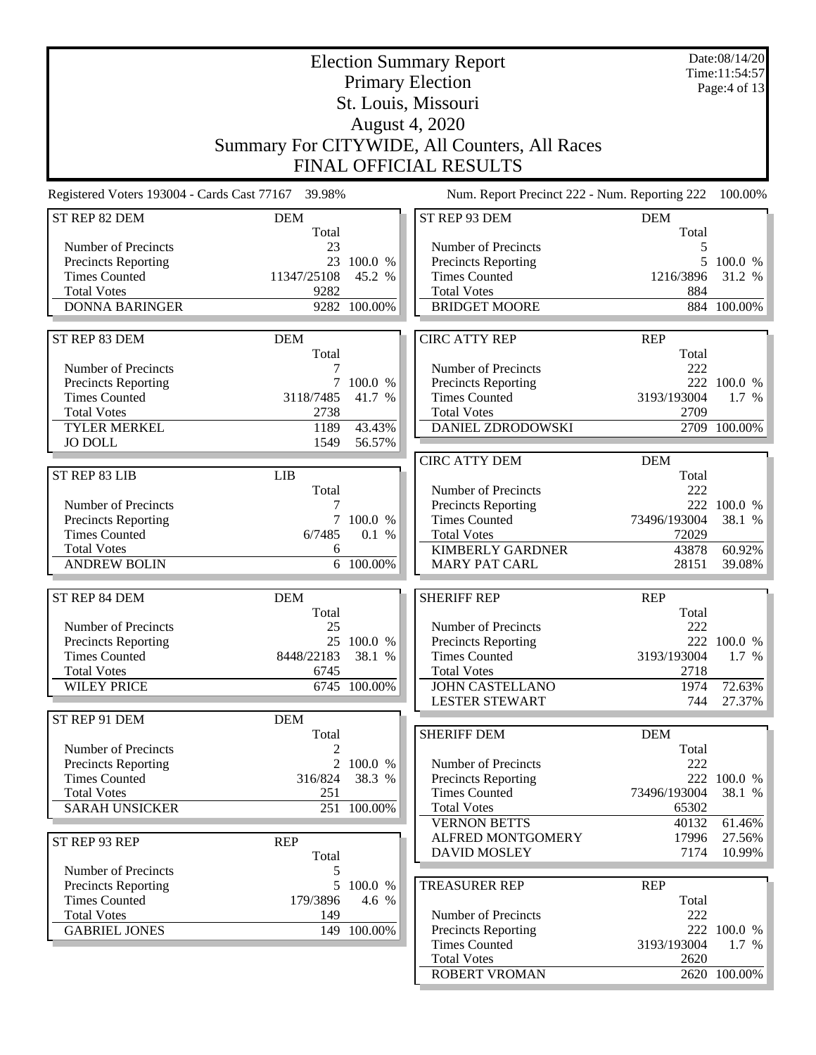# Election Summary Report

## Primary Election

## St. Louis, Missouri

## August 4, 2020

## Summary For CITYWIDE, All Counters, All Races

## FINAL OFFICIAL RESULTS

Date:08/14/20
Time:11:54:57

Registered Voters 193004 - Cards Cast 77167 39.98%

Num. Report Precinct 222 - Num. Reporting 222 100.00%

| ST REP 82 DEM | DEM | |
|---|---|---|
| | Total | |
| Number of Precincts | 23 | |
| Precincts Reporting | 23 | 100.0 % |
| Times Counted | 11347/25108 | 45.2 % |
| Total Votes | 9282 | |
| DONNA BARINGER | 9282 | 100.00% |

| ST REP 83 DEM | DEM | |
|---|---|---|
| | Total | |
| Number of Precincts | 7 | |
| Precincts Reporting | 7 | 100.0 % |
| Times Counted | 3118/7485 | 41.7 % |
| Total Votes | 2738 | |
| TYLER MERKEL | 1189 | 43.43% |
| JO DOLL | 1549 | 56.57% |

| ST REP 83 LIB | LIB | |
|---|---|---|
| | Total | |
| Number of Precincts | 7 | |
| Precincts Reporting | 7 | 100.0 % |
| Times Counted | 6/7485 | 0.1 % |
| Total Votes | 6 | |
| ANDREW BOLIN | 6 | 100.00% |

| ST REP 84 DEM | DEM | |
|---|---|---|
| | Total | |
| Number of Precincts | 25 | |
| Precincts Reporting | 25 | 100.0 % |
| Times Counted | 8448/22183 | 38.1 % |
| Total Votes | 6745 | |
| WILEY PRICE | 6745 | 100.00% |

| ST REP 91 DEM | DEM | |
|---|---|---|
| | Total | |
| Number of Precincts | 2 | |
| Precincts Reporting | 2 | 100.0 % |
| Times Counted | 316/824 | 38.3 % |
| Total Votes | 251 | |
| SARAH UNSICKER | 251 | 100.00% |

| ST REP 93 REP | REP | |
|---|---|---|
| | Total | |
| Number of Precincts | 5 | |
| Precincts Reporting | 5 | 100.0 % |
| Times Counted | 179/3896 | 4.6 % |
| Total Votes | 149 | |
| GABRIEL JONES | 149 | 100.00% |

| ST REP 93 DEM | DEM | |
|---|---|---|
| | Total | |
| Number of Precincts | 5 | |
| Precincts Reporting | 5 | 100.0 % |
| Times Counted | 1216/3896 | 31.2 % |
| Total Votes | 884 | |
| BRIDGET MOORE | 884 | 100.00% |

| CIRC ATTY REP | REP | |
|---|---|---|
| | Total | |
| Number of Precincts | 222 | |
| Precincts Reporting | 222 | 100.0 % |
| Times Counted | 3193/193004 | 1.7 % |
| Total Votes | 2709 | |
| DANIEL ZDRODOWSKI | 2709 | 100.00% |

| CIRC ATTY DEM | DEM | |
|---|---|---|
| | Total | |
| Number of Precincts | 222 | |
| Precincts Reporting | 222 | 100.0 % |
| Times Counted | 73496/193004 | 38.1 % |
| Total Votes | 72029 | |
| KIMBERLY GARDNER | 43878 | 60.92% |
| MARY PAT CARL | 28151 | 39.08% |

| SHERIFF REP | REP | |
|---|---|---|
| | Total | |
| Number of Precincts | 222 | |
| Precincts Reporting | 222 | 100.0 % |
| Times Counted | 3193/193004 | 1.7 % |
| Total Votes | 2718 | |
| JOHN CASTELLANO | 1974 | 72.63% |
| LESTER STEWART | 744 | 27.37% |

| SHERIFF DEM | DEM | |
|---|---|---|
| | Total | |
| Number of Precincts | 222 | |
| Precincts Reporting | 222 | 100.0 % |
| Times Counted | 73496/193004 | 38.1 % |
| Total Votes | 65302 | |
| VERNON BETTS | 40132 | 61.46% |
| ALFRED MONTGOMERY | 17996 | 27.56% |
| DAVID MOSLEY | 7174 | 10.99% |

| TREASURER REP | REP | |
|---|---|---|
| | Total | |
| Number of Precincts | 222 | |
| Precincts Reporting | 222 | 100.0 % |
| Times Counted | 3193/193004 | 1.7 % |
| Total Votes | 2620 | |
| ROBERT VROMAN | 2620 | 100.00% |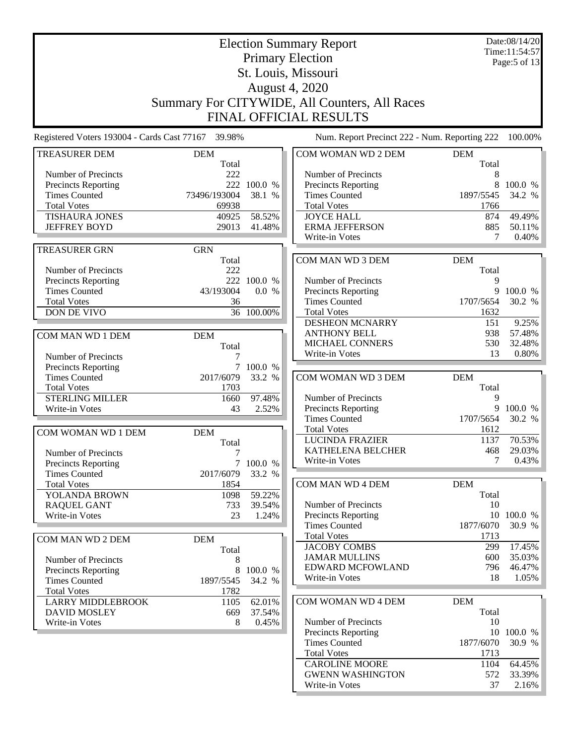# Election Summary Report

## Primary Election

## St. Louis, Missouri

## August 4, 2020

## Summary For CITYWIDE, All Counters, All Races

## FINAL OFFICIAL RESULTS

Date:08/14/20
Time:11:54:57

Registered Voters 193004 - Cards Cast 77167 39.98%

Num. Report Precinct 222 - Num. Reporting 222 100.00%

### TREASURER DEM

| TREASURER DEM | DEM Total | |
|---|---|---|
| Number of Precincts | 222 | |
| Precincts Reporting | 222 | 100.0 % |
| Times Counted | 73496/193004 | 38.1 % |
| Total Votes | 69938 | |
| TISHAURA JONES | 40925 | 58.52% |
| JEFFREY BOYD | 29013 | 41.48% |

### TREASURER GRN

| TREASURER GRN | GRN Total | |
|---|---|---|
| Number of Precincts | 222 | |
| Precincts Reporting | 222 | 100.0 % |
| Times Counted | 43/193004 | 0.0 % |
| Total Votes | 36 | |
| DON DE VIVO | 36 | 100.00% |

### COM MAN WD 1 DEM

| COM MAN WD 1 DEM | DEM Total | |
|---|---|---|
| Number of Precincts | 7 | |
| Precincts Reporting | 7 | 100.0 % |
| Times Counted | 2017/6079 | 33.2 % |
| Total Votes | 1703 | |
| STERLING MILLER | 1660 | 97.48% |
| Write-in Votes | 43 | 2.52% |

### COM WOMAN WD 1 DEM

| COM WOMAN WD 1 DEM | DEM Total | |
|---|---|---|
| Number of Precincts | 7 | |
| Precincts Reporting | 7 | 100.0 % |
| Times Counted | 2017/6079 | 33.2 % |
| Total Votes | 1854 | |
| YOLANDA BROWN | 1098 | 59.22% |
| RAQUEL GANT | 733 | 39.54% |
| Write-in Votes | 23 | 1.24% |

### COM MAN WD 2 DEM

| COM MAN WD 2 DEM | DEM Total | |
|---|---|---|
| Number of Precincts | 8 | |
| Precincts Reporting | 8 | 100.0 % |
| Times Counted | 1897/5545 | 34.2 % |
| Total Votes | 1782 | |
| LARRY MIDDLEBROOK | 1105 | 62.01% |
| DAVID MOSLEY | 669 | 37.54% |
| Write-in Votes | 8 | 0.45% |

### COM WOMAN WD 2 DEM

| COM WOMAN WD 2 DEM | DEM Total | |
|---|---|---|
| Number of Precincts | 8 | |
| Precincts Reporting | 8 | 100.0 % |
| Times Counted | 1897/5545 | 34.2 % |
| Total Votes | 1766 | |
| JOYCE HALL | 874 | 49.49% |
| ERMA JEFFERSON | 885 | 50.11% |
| Write-in Votes | 7 | 0.40% |

### COM MAN WD 3 DEM

| COM MAN WD 3 DEM | DEM Total | |
|---|---|---|
| Number of Precincts | 9 | |
| Precincts Reporting | 9 | 100.0 % |
| Times Counted | 1707/5654 | 30.2 % |
| Total Votes | 1632 | |
| DESHEON MCNARRY | 151 | 9.25% |
| ANTHONY BELL | 938 | 57.48% |
| MICHAEL CONNERS | 530 | 32.48% |
| Write-in Votes | 13 | 0.80% |

### COM WOMAN WD 3 DEM

| COM WOMAN WD 3 DEM | DEM Total | |
|---|---|---|
| Number of Precincts | 9 | |
| Precincts Reporting | 9 | 100.0 % |
| Times Counted | 1707/5654 | 30.2 % |
| Total Votes | 1612 | |
| LUCINDA FRAZIER | 1137 | 70.53% |
| KATHELENA BELCHER | 468 | 29.03% |
| Write-in Votes | 7 | 0.43% |

### COM MAN WD 4 DEM

| COM MAN WD 4 DEM | DEM Total | |
|---|---|---|
| Number of Precincts | 10 | |
| Precincts Reporting | 10 | 100.0 % |
| Times Counted | 1877/6070 | 30.9 % |
| Total Votes | 1713 | |
| JACOBY COMBS | 299 | 17.45% |
| JAMAR MULLINS | 600 | 35.03% |
| EDWARD MCFOWLAND | 796 | 46.47% |
| Write-in Votes | 18 | 1.05% |

### COM WOMAN WD 4 DEM

| COM WOMAN WD 4 DEM | DEM Total | |
|---|---|---|
| Number of Precincts | 10 | |
| Precincts Reporting | 10 | 100.0 % |
| Times Counted | 1877/6070 | 30.9 % |
| Total Votes | 1713 | |
| CAROLINE MOORE | 1104 | 64.45% |
| GWENN WASHINGTON | 572 | 33.39% |
| Write-in Votes | 37 | 2.16% |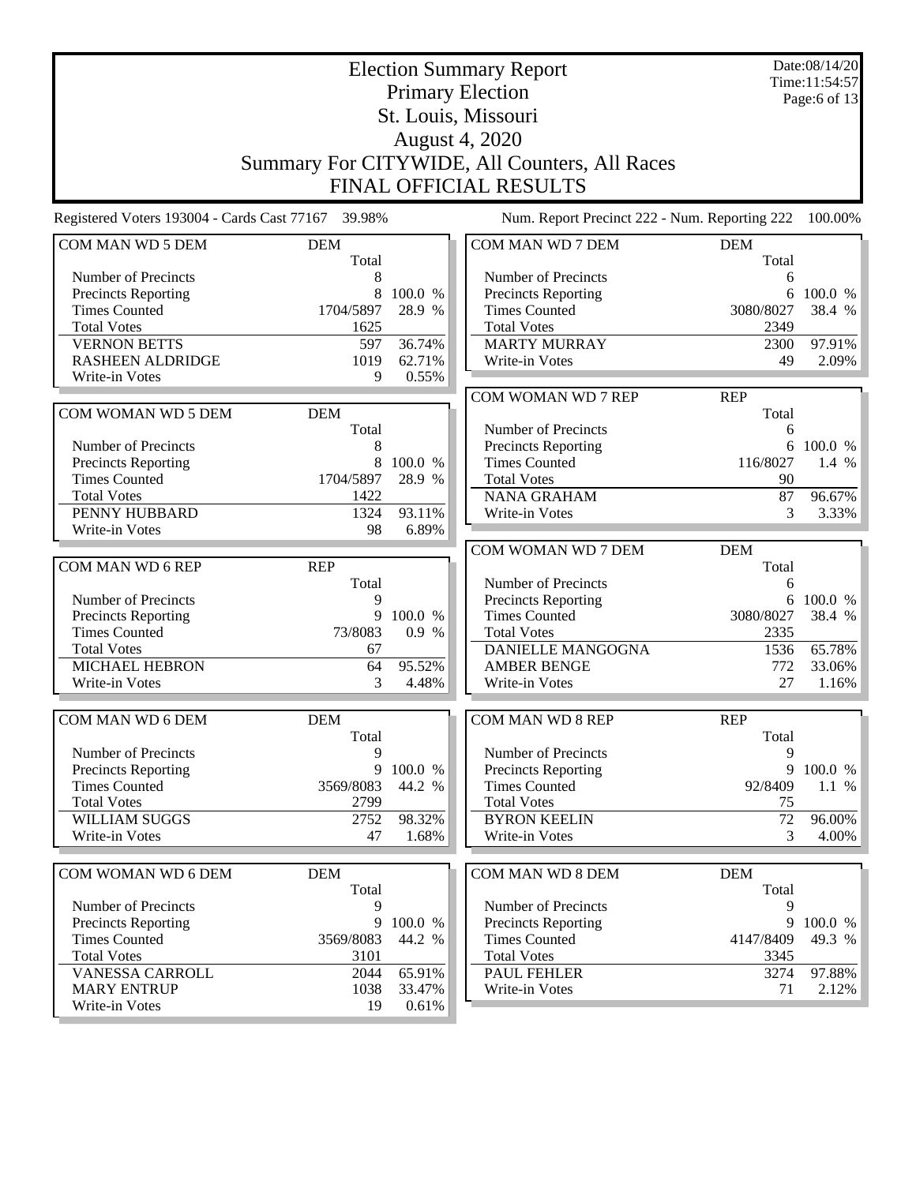# Election Summary Report

## Primary Election

## St. Louis, Missouri

## August 4, 2020

## Summary For CITYWIDE, All Counters, All Races

## FINAL OFFICIAL RESULTS

Date:08/14/20
Time:11:54:57

Registered Voters 193004 - Cards Cast 77167 39.98%

Num. Report Precinct 222 - Num. Reporting 222 100.00%

| COM MAN WD 5 DEM | DEM | |
|---|---|---|
| | Total | |
| Number of Precincts | 8 | |
| Precincts Reporting | 8 | 100.0 % |
| Times Counted | 1704/5897 | 28.9 % |
| Total Votes | 1625 | |
| VERNON BETTS | 597 | 36.74% |
| RASHEEN ALDRIDGE | 1019 | 62.71% |
| Write-in Votes | 9 | 0.55% |

| COM WOMAN WD 5 DEM | DEM | |
|---|---|---|
| | Total | |
| Number of Precincts | 8 | |
| Precincts Reporting | 8 | 100.0 % |
| Times Counted | 1704/5897 | 28.9 % |
| Total Votes | 1422 | |
| PENNY HUBBARD | 1324 | 93.11% |
| Write-in Votes | 98 | 6.89% |

| COM MAN WD 6 REP | REP | |
|---|---|---|
| | Total | |
| Number of Precincts | 9 | |
| Precincts Reporting | 9 | 100.0 % |
| Times Counted | 73/8083 | 0.9 % |
| Total Votes | 67 | |
| MICHAEL HEBRON | 64 | 95.52% |
| Write-in Votes | 3 | 4.48% |

| COM MAN WD 6 DEM | DEM | |
|---|---|---|
| | Total | |
| Number of Precincts | 9 | |
| Precincts Reporting | 9 | 100.0 % |
| Times Counted | 3569/8083 | 44.2 % |
| Total Votes | 2799 | |
| WILLIAM SUGGS | 2752 | 98.32% |
| Write-in Votes | 47 | 1.68% |

| COM WOMAN WD 6 DEM | DEM | |
|---|---|---|
| | Total | |
| Number of Precincts | 9 | |
| Precincts Reporting | 9 | 100.0 % |
| Times Counted | 3569/8083 | 44.2 % |
| Total Votes | 3101 | |
| VANESSA CARROLL | 2044 | 65.91% |
| MARY ENTRUP | 1038 | 33.47% |
| Write-in Votes | 19 | 0.61% |

| COM MAN WD 7 DEM | DEM | |
|---|---|---|
| | Total | |
| Number of Precincts | 6 | |
| Precincts Reporting | 6 | 100.0 % |
| Times Counted | 3080/8027 | 38.4 % |
| Total Votes | 2349 | |
| MARTY MURRAY | 2300 | 97.91% |
| Write-in Votes | 49 | 2.09% |

| COM WOMAN WD 7 REP | REP | |
|---|---|---|
| | Total | |
| Number of Precincts | 6 | |
| Precincts Reporting | 6 | 100.0 % |
| Times Counted | 116/8027 | 1.4 % |
| Total Votes | 90 | |
| NANA GRAHAM | 87 | 96.67% |
| Write-in Votes | 3 | 3.33% |

| COM WOMAN WD 7 DEM | DEM | |
|---|---|---|
| | Total | |
| Number of Precincts | 6 | |
| Precincts Reporting | 6 | 100.0 % |
| Times Counted | 3080/8027 | 38.4 % |
| Total Votes | 2335 | |
| DANIELLE MANGOGNA | 1536 | 65.78% |
| AMBER BENGE | 772 | 33.06% |
| Write-in Votes | 27 | 1.16% |

| COM MAN WD 8 REP | REP | |
|---|---|---|
| | Total | |
| Number of Precincts | 9 | |
| Precincts Reporting | 9 | 100.0 % |
| Times Counted | 92/8409 | 1.1 % |
| Total Votes | 75 | |
| BYRON KEELIN | 72 | 96.00% |
| Write-in Votes | 3 | 4.00% |

| COM MAN WD 8 DEM | DEM | |
|---|---|---|
| | Total | |
| Number of Precincts | 9 | |
| Precincts Reporting | 9 | 100.0 % |
| Times Counted | 4147/8409 | 49.3 % |
| Total Votes | 3345 | |
| PAUL FEHLER | 3274 | 97.88% |
| Write-in Votes | 71 | 2.12% |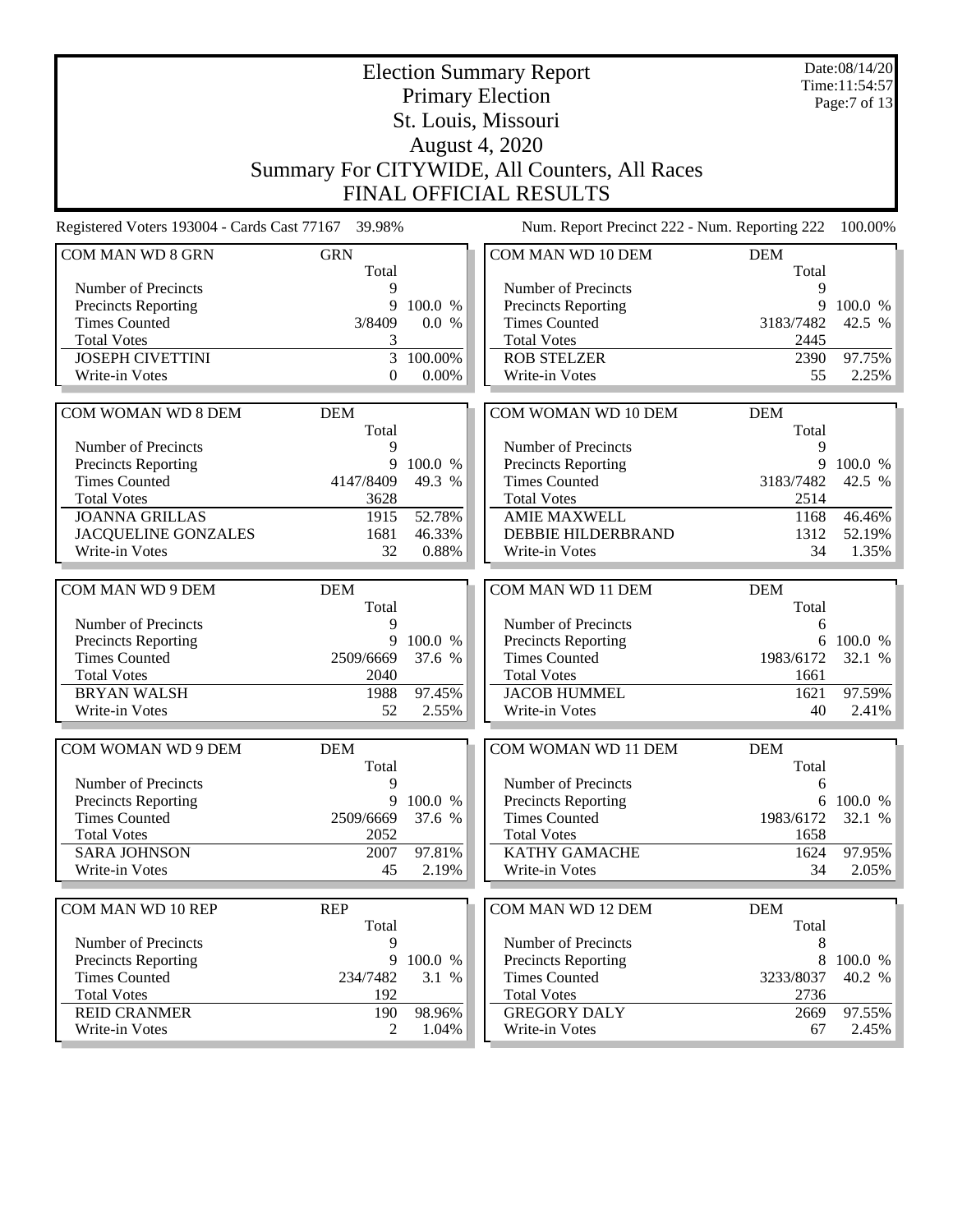# Election Summary Report

Primary Election

St. Louis, Missouri

August 4, 2020

Summary For CITYWIDE, All Counters, All Races

FINAL OFFICIAL RESULTS

Date:08/14/20
Time:11:54:57

Registered Voters 193004 - Cards Cast 77167 39.98%

Num. Report Precinct 222 - Num. Reporting 222 100.00%

| COM MAN WD 8 GRN | GRN | |
|---|---|---|
| | Total | |
| Number of Precincts | 9 | |
| Precincts Reporting | 9 | 100.0 % |
| Times Counted | 3/8409 | 0.0 % |
| Total Votes | 3 | |
| JOSEPH CIVETTINI | 3 | 100.00% |
| Write-in Votes | 0 | 0.00% |

| COM WOMAN WD 8 DEM | DEM | |
|---|---|---|
| | Total | |
| Number of Precincts | 9 | |
| Precincts Reporting | 9 | 100.0 % |
| Times Counted | 4147/8409 | 49.3 % |
| Total Votes | 3628 | |
| JOANNA GRILLAS | 1915 | 52.78% |
| JACQUELINE GONZALES | 1681 | 46.33% |
| Write-in Votes | 32 | 0.88% |

| COM MAN WD 9 DEM | DEM | |
|---|---|---|
| | Total | |
| Number of Precincts | 9 | |
| Precincts Reporting | 9 | 100.0 % |
| Times Counted | 2509/6669 | 37.6 % |
| Total Votes | 2040 | |
| BRYAN WALSH | 1988 | 97.45% |
| Write-in Votes | 52 | 2.55% |

| COM WOMAN WD 9 DEM | DEM | |
|---|---|---|
| | Total | |
| Number of Precincts | 9 | |
| Precincts Reporting | 9 | 100.0 % |
| Times Counted | 2509/6669 | 37.6 % |
| Total Votes | 2052 | |
| SARA JOHNSON | 2007 | 97.81% |
| Write-in Votes | 45 | 2.19% |

| COM MAN WD 10 REP | REP | |
|---|---|---|
| | Total | |
| Number of Precincts | 9 | |
| Precincts Reporting | 9 | 100.0 % |
| Times Counted | 234/7482 | 3.1 % |
| Total Votes | 192 | |
| REID CRANMER | 190 | 98.96% |
| Write-in Votes | 2 | 1.04% |

| COM MAN WD 10 DEM | DEM | |
|---|---|---|
| | Total | |
| Number of Precincts | 9 | |
| Precincts Reporting | 9 | 100.0 % |
| Times Counted | 3183/7482 | 42.5 % |
| Total Votes | 2445 | |
| ROB STELZER | 2390 | 97.75% |
| Write-in Votes | 55 | 2.25% |

| COM WOMAN WD 10 DEM | DEM | |
|---|---|---|
| | Total | |
| Number of Precincts | 9 | |
| Precincts Reporting | 9 | 100.0 % |
| Times Counted | 3183/7482 | 42.5 % |
| Total Votes | 2514 | |
| AMIE MAXWELL | 1168 | 46.46% |
| DEBBIE HILDERBRAND | 1312 | 52.19% |
| Write-in Votes | 34 | 1.35% |

| COM MAN WD 11 DEM | DEM | |
|---|---|---|
| | Total | |
| Number of Precincts | 6 | |
| Precincts Reporting | 6 | 100.0 % |
| Times Counted | 1983/6172 | 32.1 % |
| Total Votes | 1661 | |
| JACOB HUMMEL | 1621 | 97.59% |
| Write-in Votes | 40 | 2.41% |

| COM WOMAN WD 11 DEM | DEM | |
|---|---|---|
| | Total | |
| Number of Precincts | 6 | |
| Precincts Reporting | 6 | 100.0 % |
| Times Counted | 1983/6172 | 32.1 % |
| Total Votes | 1658 | |
| KATHY GAMACHE | 1624 | 97.95% |
| Write-in Votes | 34 | 2.05% |

| COM MAN WD 12 DEM | DEM | |
|---|---|---|
| | Total | |
| Number of Precincts | 8 | |
| Precincts Reporting | 8 | 100.0 % |
| Times Counted | 3233/8037 | 40.2 % |
| Total Votes | 2736 | |
| GREGORY DALY | 2669 | 97.55% |
| Write-in Votes | 67 | 2.45% |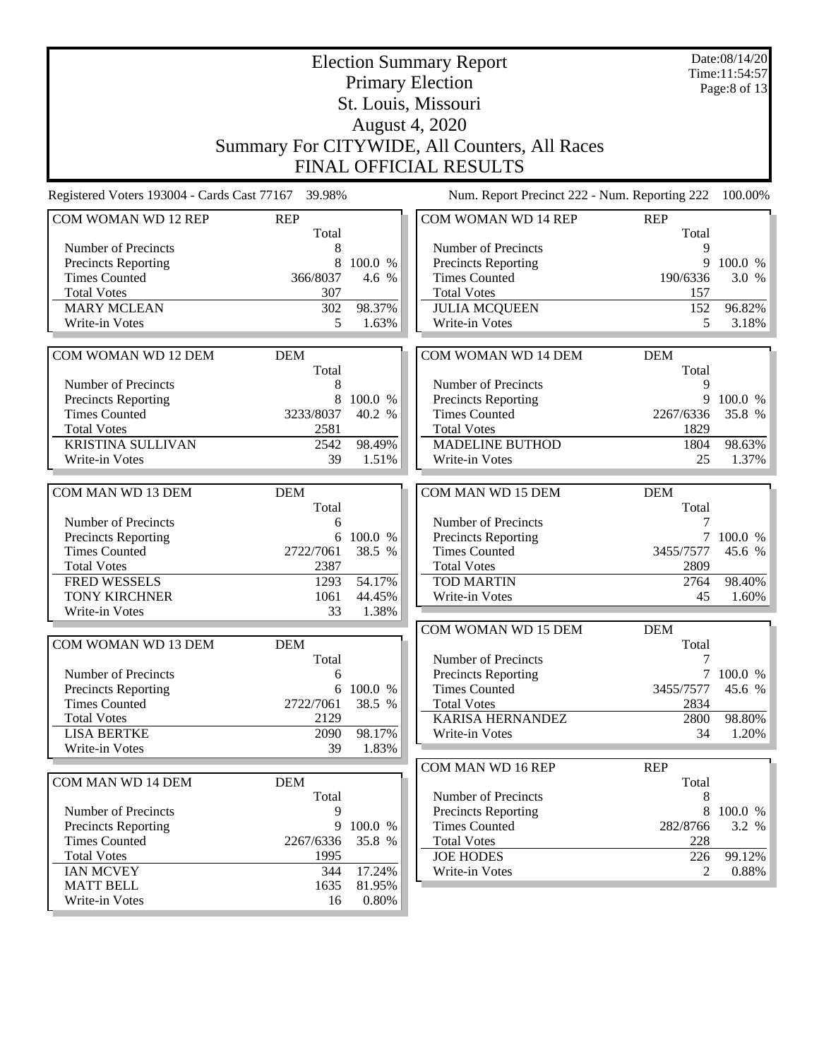# Election Summary Report

## Primary Election

## St. Louis, Missouri

## August 4, 2020

## Summary For CITYWIDE, All Counters, All Races

## FINAL OFFICIAL RESULTS

Date:08/14/20
Time:11:54:57

Registered Voters 193004 - Cards Cast 77167 39.98%

Num. Report Precinct 222 - Num. Reporting 222 100.00%

| COM WOMAN WD 12 REP | REP | |
|---|---|---|
| | Total | |
| Number of Precincts | 8 | |
| Precincts Reporting | 8 | 100.0 % |
| Times Counted | 366/8037 | 4.6 % |
| Total Votes | 307 | |
| MARY MCLEAN | 302 | 98.37% |
| Write-in Votes | 5 | 1.63% |

| COM WOMAN WD 12 DEM | DEM | |
|---|---|---|
| | Total | |
| Number of Precincts | 8 | |
| Precincts Reporting | 8 | 100.0 % |
| Times Counted | 3233/8037 | 40.2 % |
| Total Votes | 2581 | |
| KRISTINA SULLIVAN | 2542 | 98.49% |
| Write-in Votes | 39 | 1.51% |

| COM MAN WD 13 DEM | DEM | |
|---|---|---|
| | Total | |
| Number of Precincts | 6 | |
| Precincts Reporting | 6 | 100.0 % |
| Times Counted | 2722/7061 | 38.5 % |
| Total Votes | 2387 | |
| FRED WESSELS | 1293 | 54.17% |
| TONY KIRCHNER | 1061 | 44.45% |
| Write-in Votes | 33 | 1.38% |

| COM WOMAN WD 13 DEM | DEM | |
|---|---|---|
| | Total | |
| Number of Precincts | 6 | |
| Precincts Reporting | 6 | 100.0 % |
| Times Counted | 2722/7061 | 38.5 % |
| Total Votes | 2129 | |
| LISA BERTKE | 2090 | 98.17% |
| Write-in Votes | 39 | 1.83% |

| COM MAN WD 14 DEM | DEM | |
|---|---|---|
| | Total | |
| Number of Precincts | 9 | |
| Precincts Reporting | 9 | 100.0 % |
| Times Counted | 2267/6336 | 35.8 % |
| Total Votes | 1995 | |
| IAN MCVEY | 344 | 17.24% |
| MATT BELL | 1635 | 81.95% |
| Write-in Votes | 16 | 0.80% |

| COM WOMAN WD 14 REP | REP | |
|---|---|---|
| | Total | |
| Number of Precincts | 9 | |
| Precincts Reporting | 9 | 100.0 % |
| Times Counted | 190/6336 | 3.0 % |
| Total Votes | 157 | |
| JULIA MCQUEEN | 152 | 96.82% |
| Write-in Votes | 5 | 3.18% |

| COM WOMAN WD 14 DEM | DEM | |
|---|---|---|
| | Total | |
| Number of Precincts | 9 | |
| Precincts Reporting | 9 | 100.0 % |
| Times Counted | 2267/6336 | 35.8 % |
| Total Votes | 1829 | |
| MADELINE BUTHOD | 1804 | 98.63% |
| Write-in Votes | 25 | 1.37% |

| COM MAN WD 15 DEM | DEM | |
|---|---|---|
| | Total | |
| Number of Precincts | 7 | |
| Precincts Reporting | 7 | 100.0 % |
| Times Counted | 3455/7577 | 45.6 % |
| Total Votes | 2809 | |
| TOD MARTIN | 2764 | 98.40% |
| Write-in Votes | 45 | 1.60% |

| COM WOMAN WD 15 DEM | DEM | |
|---|---|---|
| | Total | |
| Number of Precincts | 7 | |
| Precincts Reporting | 7 | 100.0 % |
| Times Counted | 3455/7577 | 45.6 % |
| Total Votes | 2834 | |
| KARISA HERNANDEZ | 2800 | 98.80% |
| Write-in Votes | 34 | 1.20% |

| COM MAN WD 16 REP | REP | |
|---|---|---|
| | Total | |
| Number of Precincts | 8 | |
| Precincts Reporting | 8 | 100.0 % |
| Times Counted | 282/8766 | 3.2 % |
| Total Votes | 228 | |
| JOE HODES | 226 | 99.12% |
| Write-in Votes | 2 | 0.88% |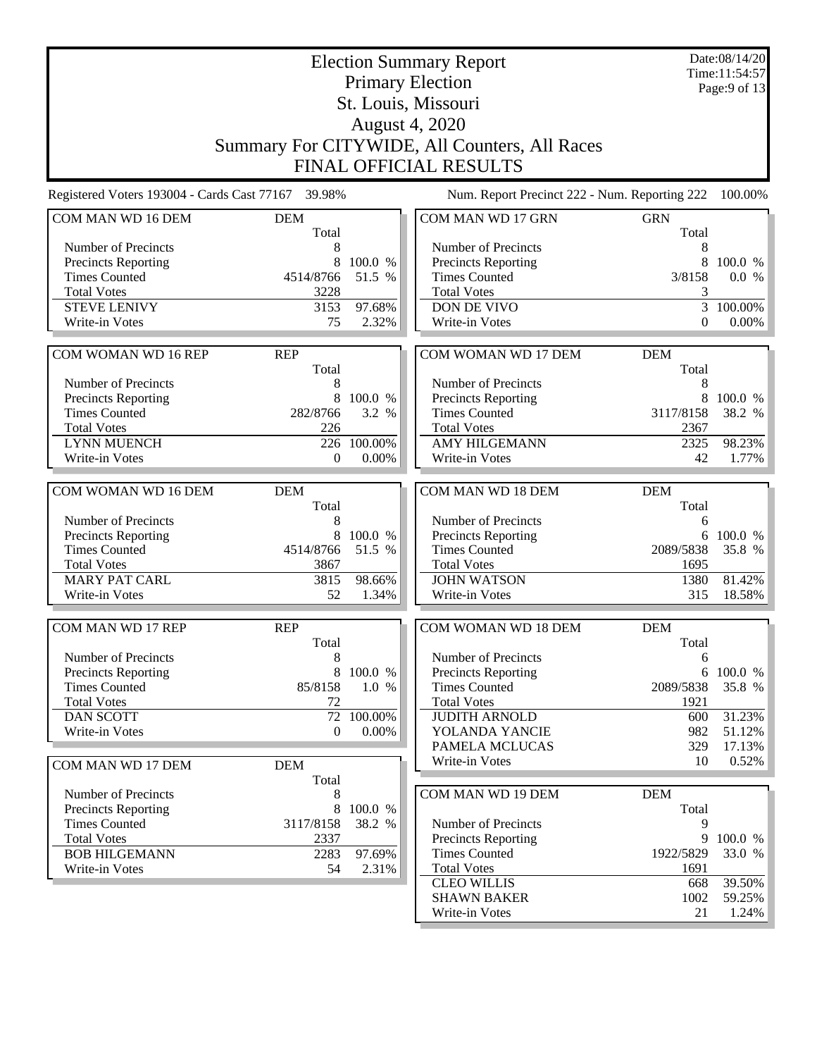# Election Summary Report

## Primary Election

## St. Louis, Missouri

## August 4, 2020

## Summary For CITYWIDE, All Counters, All Races

## FINAL OFFICIAL RESULTS

Date:08/14/20
Time:11:54:57

Registered Voters 193004 - Cards Cast 77167 39.98%

Num. Report Precinct 222 - Num. Reporting 222 100.00%

| COM MAN WD 16 DEM | DEM | |
|---|---|---|
| | Total | |
| Number of Precincts | 8 | |
| Precincts Reporting | 8 | 100.0 % |
| Times Counted | 4514/8766 | 51.5 % |
| Total Votes | 3228 | |
| STEVE LENIVY | 3153 | 97.68% |
| Write-in Votes | 75 | 2.32% |

| COM WOMAN WD 16 REP | REP | |
|---|---|---|
| | Total | |
| Number of Precincts | 8 | |
| Precincts Reporting | 8 | 100.0 % |
| Times Counted | 282/8766 | 3.2 % |
| Total Votes | 226 | |
| LYNN MUENCH | 226 | 100.00% |
| Write-in Votes | 0 | 0.00% |

| COM WOMAN WD 16 DEM | DEM | |
|---|---|---|
| | Total | |
| Number of Precincts | 8 | |
| Precincts Reporting | 8 | 100.0 % |
| Times Counted | 4514/8766 | 51.5 % |
| Total Votes | 3867 | |
| MARY PAT CARL | 3815 | 98.66% |
| Write-in Votes | 52 | 1.34% |

| COM MAN WD 17 REP | REP | |
|---|---|---|
| | Total | |
| Number of Precincts | 8 | |
| Precincts Reporting | 8 | 100.0 % |
| Times Counted | 85/8158 | 1.0 % |
| Total Votes | 72 | |
| DAN SCOTT | 72 | 100.00% |
| Write-in Votes | 0 | 0.00% |

| COM MAN WD 17 DEM | DEM | |
|---|---|---|
| | Total | |
| Number of Precincts | 8 | |
| Precincts Reporting | 8 | 100.0 % |
| Times Counted | 3117/8158 | 38.2 % |
| Total Votes | 2337 | |
| BOB HILGEMANN | 2283 | 97.69% |
| Write-in Votes | 54 | 2.31% |

| COM MAN WD 17 GRN | GRN | |
|---|---|---|
| | Total | |
| Number of Precincts | 8 | |
| Precincts Reporting | 8 | 100.0 % |
| Times Counted | 3/8158 | 0.0 % |
| Total Votes | 3 | |
| DON DE VIVO | 3 | 100.00% |
| Write-in Votes | 0 | 0.00% |

| COM WOMAN WD 17 DEM | DEM | |
|---|---|---|
| | Total | |
| Number of Precincts | 8 | |
| Precincts Reporting | 8 | 100.0 % |
| Times Counted | 3117/8158 | 38.2 % |
| Total Votes | 2367 | |
| AMY HILGEMANN | 2325 | 98.23% |
| Write-in Votes | 42 | 1.77% |

| COM MAN WD 18 DEM | DEM | |
|---|---|---|
| | Total | |
| Number of Precincts | 6 | |
| Precincts Reporting | 6 | 100.0 % |
| Times Counted | 2089/5838 | 35.8 % |
| Total Votes | 1695 | |
| JOHN WATSON | 1380 | 81.42% |
| Write-in Votes | 315 | 18.58% |

| COM WOMAN WD 18 DEM | DEM | |
|---|---|---|
| | Total | |
| Number of Precincts | 6 | |
| Precincts Reporting | 6 | 100.0 % |
| Times Counted | 2089/5838 | 35.8 % |
| Total Votes | 1921 | |
| JUDITH ARNOLD | 600 | 31.23% |
| YOLANDA YANCIE | 982 | 51.12% |
| PAMELA MCLUCAS | 329 | 17.13% |
| Write-in Votes | 10 | 0.52% |

| COM MAN WD 19 DEM | DEM | |
|---|---|---|
| | Total | |
| Number of Precincts | 9 | |
| Precincts Reporting | 9 | 100.0 % |
| Times Counted | 1922/5829 | 33.0 % |
| Total Votes | 1691 | |
| CLEO WILLIS | 668 | 39.50% |
| SHAWN BAKER | 1002 | 59.25% |
| Write-in Votes | 21 | 1.24% |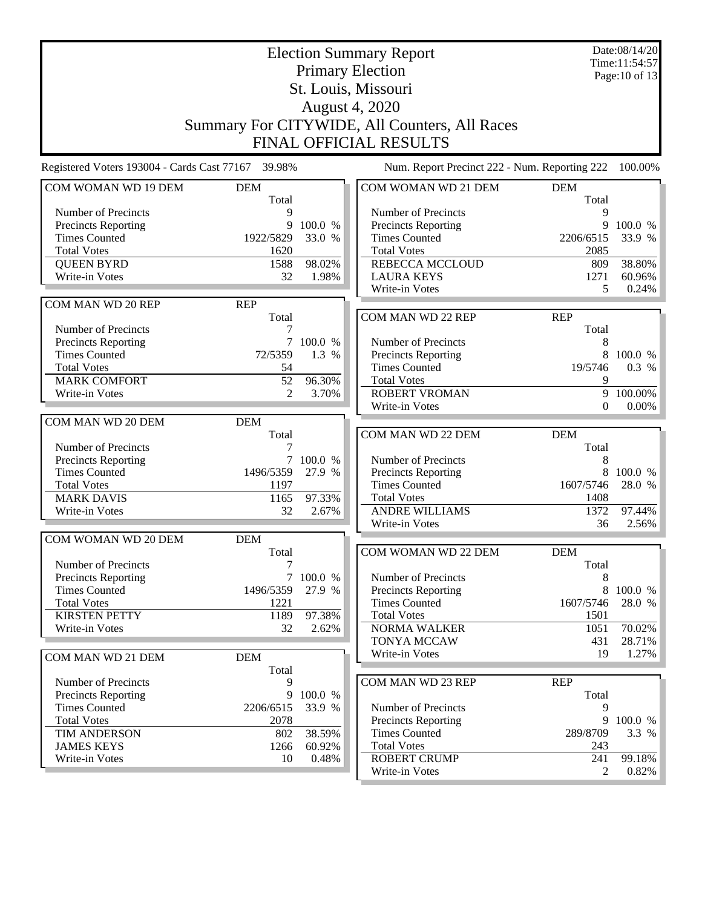# Election Summary Report

## Primary Election

## St. Louis, Missouri

## August 4, 2020

## Summary For CITYWIDE, All Counters, All Races

## FINAL OFFICIAL RESULTS

Date:08/14/20
Time:11:54:57

Registered Voters 193004 - Cards Cast 77167 39.98%

Num. Report Precinct 222 - Num. Reporting 222 100.00%

### COM WOMAN WD 19 DEM

| DEM | Total | |
|---|---|---|
| Number of Precincts | 9 | |
| Precincts Reporting | 9 | 100.0 % |
| Times Counted | 1922/5829 | 33.0 % |
| Total Votes | 1620 | |
| QUEEN BYRD | 1588 | 98.02% |
| Write-in Votes | 32 | 1.98% |

### COM MAN WD 20 REP

| REP | Total | |
|---|---|---|
| Number of Precincts | 7 | |
| Precincts Reporting | 7 | 100.0 % |
| Times Counted | 72/5359 | 1.3 % |
| Total Votes | 54 | |
| MARK COMFORT | 52 | 96.30% |
| Write-in Votes | 2 | 3.70% |

### COM MAN WD 20 DEM

| DEM | Total | |
|---|---|---|
| Number of Precincts | 7 | |
| Precincts Reporting | 7 | 100.0 % |
| Times Counted | 1496/5359 | 27.9 % |
| Total Votes | 1197 | |
| MARK DAVIS | 1165 | 97.33% |
| Write-in Votes | 32 | 2.67% |

### COM WOMAN WD 20 DEM

| DEM | Total | |
|---|---|---|
| Number of Precincts | 7 | |
| Precincts Reporting | 7 | 100.0 % |
| Times Counted | 1496/5359 | 27.9 % |
| Total Votes | 1221 | |
| KIRSTEN PETTY | 1189 | 97.38% |
| Write-in Votes | 32 | 2.62% |

### COM MAN WD 21 DEM

| DEM | Total | |
|---|---|---|
| Number of Precincts | 9 | |
| Precincts Reporting | 9 | 100.0 % |
| Times Counted | 2206/6515 | 33.9 % |
| Total Votes | 2078 | |
| TIM ANDERSON | 802 | 38.59% |
| JAMES KEYS | 1266 | 60.92% |
| Write-in Votes | 10 | 0.48% |

### COM WOMAN WD 21 DEM

| DEM | Total | |
|---|---|---|
| Number of Precincts | 9 | |
| Precincts Reporting | 9 | 100.0 % |
| Times Counted | 2206/6515 | 33.9 % |
| Total Votes | 2085 | |
| REBECCA MCCLOUD | 809 | 38.80% |
| LAURA KEYS | 1271 | 60.96% |
| Write-in Votes | 5 | 0.24% |

### COM MAN WD 22 REP

| REP | Total | |
|---|---|---|
| Number of Precincts | 8 | |
| Precincts Reporting | 8 | 100.0 % |
| Times Counted | 19/5746 | 0.3 % |
| Total Votes | 9 | |
| ROBERT VROMAN | 9 | 100.00% |
| Write-in Votes | 0 | 0.00% |

### COM MAN WD 22 DEM

| DEM | Total | |
|---|---|---|
| Number of Precincts | 8 | |
| Precincts Reporting | 8 | 100.0 % |
| Times Counted | 1607/5746 | 28.0 % |
| Total Votes | 1408 | |
| ANDRE WILLIAMS | 1372 | 97.44% |
| Write-in Votes | 36 | 2.56% |

### COM WOMAN WD 22 DEM

| DEM | Total | |
|---|---|---|
| Number of Precincts | 8 | |
| Precincts Reporting | 8 | 100.0 % |
| Times Counted | 1607/5746 | 28.0 % |
| Total Votes | 1501 | |
| NORMA WALKER | 1051 | 70.02% |
| TONYA MCCAW | 431 | 28.71% |
| Write-in Votes | 19 | 1.27% |

### COM MAN WD 23 REP

| REP | Total | |
|---|---|---|
| Number of Precincts | 9 | |
| Precincts Reporting | 9 | 100.0 % |
| Times Counted | 289/8709 | 3.3 % |
| Total Votes | 243 | |
| ROBERT CRUMP | 241 | 99.18% |
| Write-in Votes | 2 | 0.82% |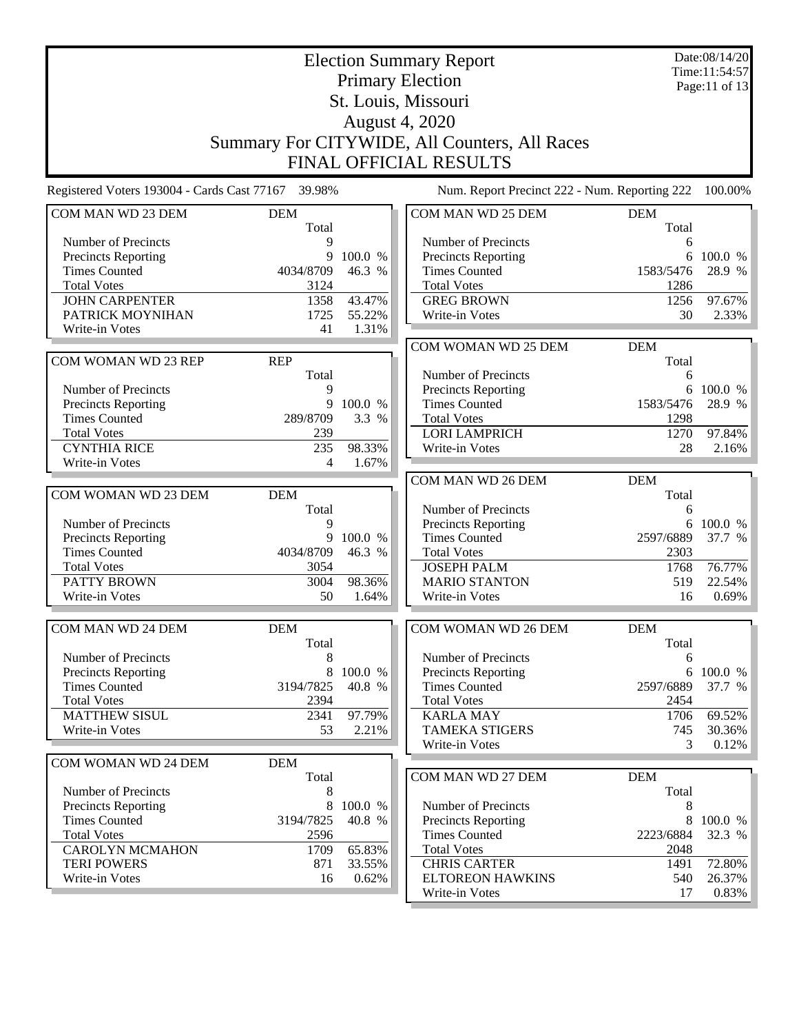# Election Summary Report
## Primary Election
## St. Louis, Missouri
## August 4, 2020
## Summary For CITYWIDE, All Counters, All Races
## FINAL OFFICIAL RESULTS

Date:08/14/20
Time:11:54:57

Registered Voters 193004 - Cards Cast 77167 39.98%

Num. Report Precinct 222 - Num. Reporting 222 100.00%

| COM MAN WD 23 DEM | DEM | |
|---|---|---|
| | Total | |
| Number of Precincts | 9 | |
| Precincts Reporting | 9 | 100.0 % |
| Times Counted | 4034/8709 | 46.3 % |
| Total Votes | 3124 | |
| JOHN CARPENTER | 1358 | 43.47% |
| PATRICK MOYNIHAN | 1725 | 55.22% |
| Write-in Votes | 41 | 1.31% |

| COM WOMAN WD 23 REP | REP | |
|---|---|---|
| | Total | |
| Number of Precincts | 9 | |
| Precincts Reporting | 9 | 100.0 % |
| Times Counted | 289/8709 | 3.3 % |
| Total Votes | 239 | |
| CYNTHIA RICE | 235 | 98.33% |
| Write-in Votes | 4 | 1.67% |

| COM WOMAN WD 23 DEM | DEM | |
|---|---|---|
| | Total | |
| Number of Precincts | 9 | |
| Precincts Reporting | 9 | 100.0 % |
| Times Counted | 4034/8709 | 46.3 % |
| Total Votes | 3054 | |
| PATTY BROWN | 3004 | 98.36% |
| Write-in Votes | 50 | 1.64% |

| COM MAN WD 24 DEM | DEM | |
|---|---|---|
| | Total | |
| Number of Precincts | 8 | |
| Precincts Reporting | 8 | 100.0 % |
| Times Counted | 3194/7825 | 40.8 % |
| Total Votes | 2394 | |
| MATTHEW SISUL | 2341 | 97.79% |
| Write-in Votes | 53 | 2.21% |

| COM WOMAN WD 24 DEM | DEM | |
|---|---|---|
| | Total | |
| Number of Precincts | 8 | |
| Precincts Reporting | 8 | 100.0 % |
| Times Counted | 3194/7825 | 40.8 % |
| Total Votes | 2596 | |
| CAROLYN MCMAHON | 1709 | 65.83% |
| TERI POWERS | 871 | 33.55% |
| Write-in Votes | 16 | 0.62% |

| COM MAN WD 25 DEM | DEM | |
|---|---|---|
| | Total | |
| Number of Precincts | 6 | |
| Precincts Reporting | 6 | 100.0 % |
| Times Counted | 1583/5476 | 28.9 % |
| Total Votes | 1286 | |
| GREG BROWN | 1256 | 97.67% |
| Write-in Votes | 30 | 2.33% |

| COM WOMAN WD 25 DEM | DEM | |
|---|---|---|
| | Total | |
| Number of Precincts | 6 | |
| Precincts Reporting | 6 | 100.0 % |
| Times Counted | 1583/5476 | 28.9 % |
| Total Votes | 1298 | |
| LORI LAMPRICH | 1270 | 97.84% |
| Write-in Votes | 28 | 2.16% |

| COM MAN WD 26 DEM | DEM | |
|---|---|---|
| | Total | |
| Number of Precincts | 6 | |
| Precincts Reporting | 6 | 100.0 % |
| Times Counted | 2597/6889 | 37.7 % |
| Total Votes | 2303 | |
| JOSEPH PALM | 1768 | 76.77% |
| MARIO STANTON | 519 | 22.54% |
| Write-in Votes | 16 | 0.69% |

| COM WOMAN WD 26 DEM | DEM | |
|---|---|---|
| | Total | |
| Number of Precincts | 6 | |
| Precincts Reporting | 6 | 100.0 % |
| Times Counted | 2597/6889 | 37.7 % |
| Total Votes | 2454 | |
| KARLA MAY | 1706 | 69.52% |
| TAMEKA STIGERS | 745 | 30.36% |
| Write-in Votes | 3 | 0.12% |

| COM MAN WD 27 DEM | DEM | |
|---|---|---|
| | Total | |
| Number of Precincts | 8 | |
| Precincts Reporting | 8 | 100.0 % |
| Times Counted | 2223/6884 | 32.3 % |
| Total Votes | 2048 | |
| CHRIS CARTER | 1491 | 72.80% |
| ELTOREON HAWKINS | 540 | 26.37% |
| Write-in Votes | 17 | 0.83% |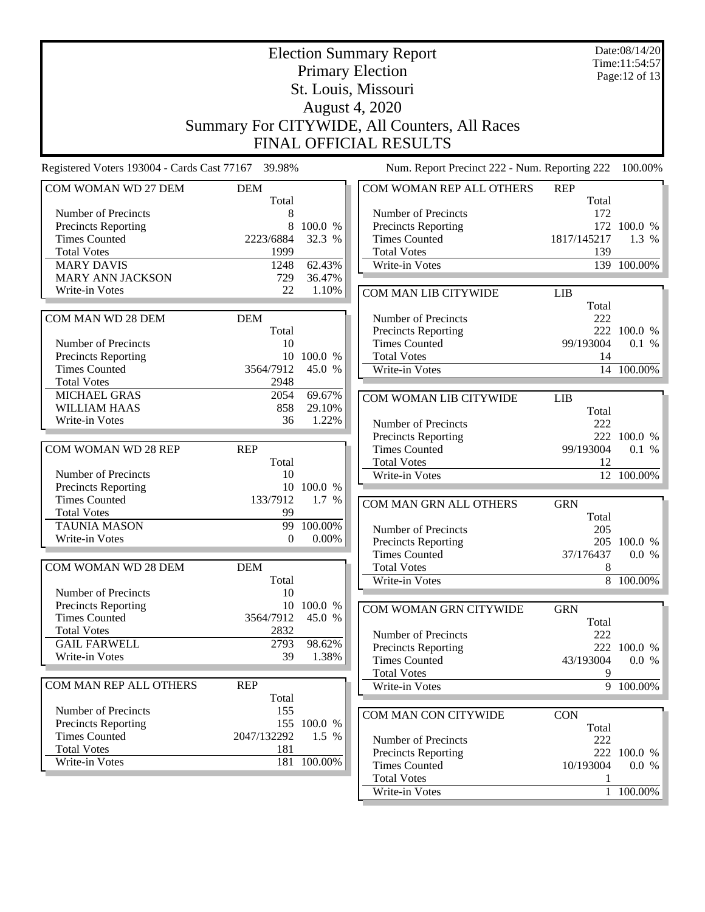# Election Summary Report

## Primary Election

## St. Louis, Missouri

## August 4, 2020

## Summary For CITYWIDE, All Counters, All Races

## FINAL OFFICIAL RESULTS

Date:08/14/20
Time:11:54:57

Registered Voters 193004 - Cards Cast 77167 39.98%

Num. Report Precinct 222 - Num. Reporting 222 100.00%

| COM WOMAN WD 27 DEM | DEM | |
|---|---|---|
| | Total | |
| Number of Precincts | 8 | |
| Precincts Reporting | 8 | 100.0 % |
| Times Counted | 2223/6884 | 32.3 % |
| Total Votes | 1999 | |
| MARY DAVIS | 1248 | 62.43% |
| MARY ANN JACKSON | 729 | 36.47% |
| Write-in Votes | 22 | 1.10% |

| COM MAN WD 28 DEM | DEM | |
|---|---|---|
| | Total | |
| Number of Precincts | 10 | |
| Precincts Reporting | 10 | 100.0 % |
| Times Counted | 3564/7912 | 45.0 % |
| Total Votes | 2948 | |
| MICHAEL GRAS | 2054 | 69.67% |
| WILLIAM HAAS | 858 | 29.10% |
| Write-in Votes | 36 | 1.22% |

| COM WOMAN WD 28 REP | REP | |
|---|---|---|
| | Total | |
| Number of Precincts | 10 | |
| Precincts Reporting | 10 | 100.0 % |
| Times Counted | 133/7912 | 1.7 % |
| Total Votes | 99 | |
| TAUNIA MASON | 99 | 100.00% |
| Write-in Votes | 0 | 0.00% |

| COM WOMAN WD 28 DEM | DEM | |
|---|---|---|
| | Total | |
| Number of Precincts | 10 | |
| Precincts Reporting | 10 | 100.0 % |
| Times Counted | 3564/7912 | 45.0 % |
| Total Votes | 2832 | |
| GAIL FARWELL | 2793 | 98.62% |
| Write-in Votes | 39 | 1.38% |

| COM MAN REP ALL OTHERS | REP | |
|---|---|---|
| | Total | |
| Number of Precincts | 155 | |
| Precincts Reporting | 155 | 100.0 % |
| Times Counted | 2047/132292 | 1.5 % |
| Total Votes | 181 | |
| Write-in Votes | 181 | 100.00% |

| COM WOMAN REP ALL OTHERS | REP | |
|---|---|---|
| | Total | |
| Number of Precincts | 172 | |
| Precincts Reporting | 172 | 100.0 % |
| Times Counted | 1817/145217 | 1.3 % |
| Total Votes | 139 | |
| Write-in Votes | 139 | 100.00% |

| COM MAN LIB CITYWIDE | LIB | |
|---|---|---|
| | Total | |
| Number of Precincts | 222 | |
| Precincts Reporting | 222 | 100.0 % |
| Times Counted | 99/193004 | 0.1 % |
| Total Votes | 14 | |
| Write-in Votes | 14 | 100.00% |

| COM WOMAN LIB CITYWIDE | LIB | |
|---|---|---|
| | Total | |
| Number of Precincts | 222 | |
| Precincts Reporting | 222 | 100.0 % |
| Times Counted | 99/193004 | 0.1 % |
| Total Votes | 12 | |
| Write-in Votes | 12 | 100.00% |

| COM MAN GRN ALL OTHERS | GRN | |
|---|---|---|
| | Total | |
| Number of Precincts | 205 | |
| Precincts Reporting | 205 | 100.0 % |
| Times Counted | 37/176437 | 0.0 % |
| Total Votes | 8 | |
| Write-in Votes | 8 | 100.00% |

| COM WOMAN GRN CITYWIDE | GRN | |
|---|---|---|
| | Total | |
| Number of Precincts | 222 | |
| Precincts Reporting | 222 | 100.0 % |
| Times Counted | 43/193004 | 0.0 % |
| Total Votes | 9 | |
| Write-in Votes | 9 | 100.00% |

| COM MAN CON CITYWIDE | CON | |
|---|---|---|
| | Total | |
| Number of Precincts | 222 | |
| Precincts Reporting | 222 | 100.0 % |
| Times Counted | 10/193004 | 0.0 % |
| Total Votes | 1 | |
| Write-in Votes | 1 | 100.00% |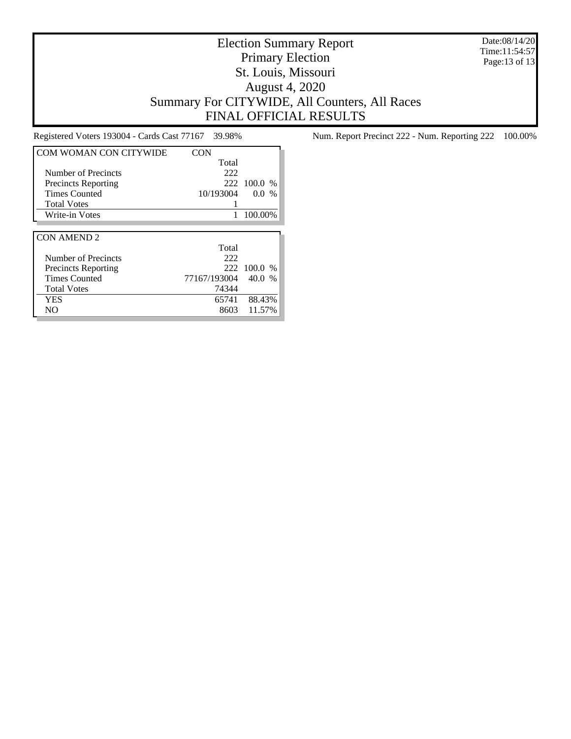# Election Summary Report
## Primary Election
## St. Louis, Missouri
## August 4, 2020
## Summary For CITYWIDE, All Counters, All Races
## FINAL OFFICIAL RESULTS

Date:08/14/20
Time:11:54:57

Registered Voters 193004 - Cards Cast 77167 39.98%

Num. Report Precinct 222 - Num. Reporting 222 100.00%

| COM WOMAN CON CITYWIDE | CON | |
|---|---|---|
| | Total | |
| Number of Precincts | 222 | |
| Precincts Reporting | 222 | 100.0 % |
| Times Counted | 10/193004 | 0.0 % |
| Total Votes | 1 | |
| Write-in Votes | 1 | 100.00% |

| CON AMEND 2 | | |
|---|---|---|
| | Total | |
| Number of Precincts | 222 | |
| Precincts Reporting | 222 | 100.0 % |
| Times Counted | 77167/193004 | 40.0 % |
| Total Votes | 74344 | |
| YES | 65741 | 88.43% |
| NO | 8603 | 11.57% |